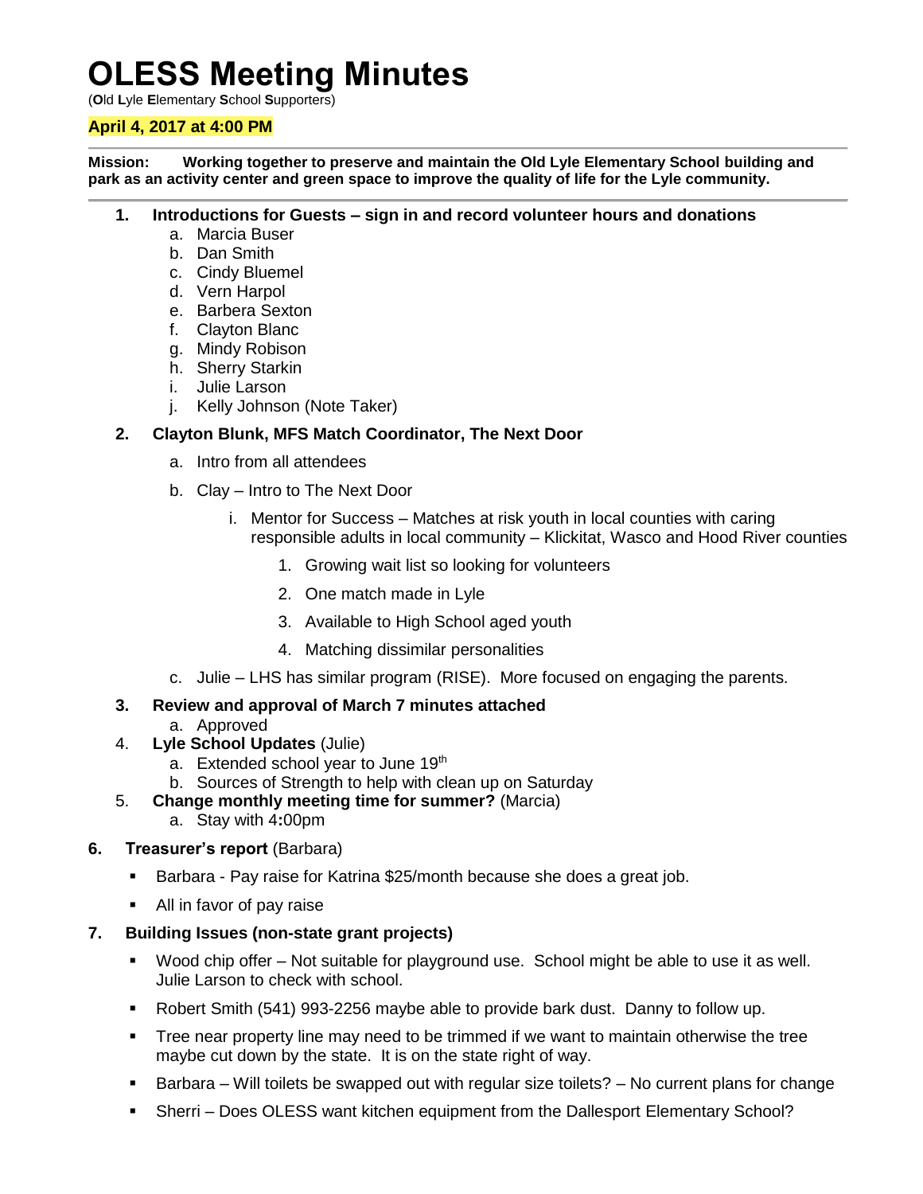# OLESS Meeting Minutes

(**O**ld **L**yle **E**lementary **S**chool **S**upporters)

**April 4, 2017 at 4:00 PM**

---

**Mission: Working together to preserve and maintain the Old Lyle Elementary School building and park as an activity center and green space to improve the quality of life for the Lyle community.**

---

1. **Introductions for Guests – sign in and record volunteer hours and donations**
   a. Marcia Buser
   b. Dan Smith
   c. Cindy Bluemel
   d. Vern Harpol
   e. Barbera Sexton
   f. Clayton Blanc
   g. Mindy Robison
   h. Sherry Starkin
   i. Julie Larson
   j. Kelly Johnson (Note Taker)

2. **Clayton Blunk, MFS Match Coordinator, The Next Door**
   a. Intro from all attendees
   b. Clay – Intro to The Next Door
      i. Mentor for Success – Matches at risk youth in local counties with caring responsible adults in local community – Klickitat, Wasco and Hood River counties
         1. Growing wait list so looking for volunteers
         2. One match made in Lyle
         3. Available to High School aged youth
         4. Matching dissimilar personalities
   c. Julie – LHS has similar program (RISE). More focused on engaging the parents.

3. **Review and approval of March 7 minutes attached**
   a. Approved

4. **Lyle School Updates** (Julie)
   a. Extended school year to June 19th
   b. Sources of Strength to help with clean up on Saturday

5. **Change monthly meeting time for summer?** (Marcia)
   a. Stay with 4:00pm

6. **Treasurer's report** (Barbara)
   - Barbara - Pay raise for Katrina $25/month because she does a great job.
   - All in favor of pay raise

7. **Building Issues (non-state grant projects)**
   - Wood chip offer – Not suitable for playground use. School might be able to use it as well. Julie Larson to check with school.
   - Robert Smith (541) 993-2256 maybe able to provide bark dust. Danny to follow up.
   - Tree near property line may need to be trimmed if we want to maintain otherwise the tree maybe cut down by the state. It is on the state right of way.
   - Barbara – Will toilets be swapped out with regular size toilets? – No current plans for change
   - Sherri – Does OLESS want kitchen equipment from the Dallesport Elementary School?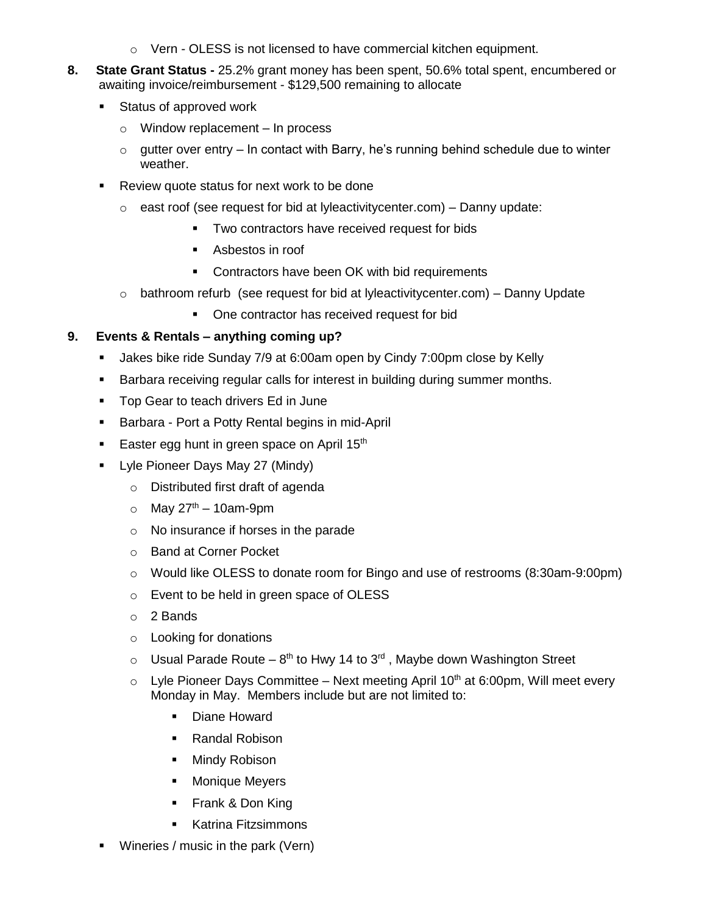- Vern - OLESS is not licensed to have commercial kitchen equipment.

8. **State Grant Status -** 25.2% grant money has been spent, 50.6% total spent, encumbered or awaiting invoice/reimbursement - $129,500 remaining to allocate
   - Status of approved work
     - Window replacement – In process
     - gutter over entry – In contact with Barry, he's running behind schedule due to winter weather.
   - Review quote status for next work to be done
     - east roof (see request for bid at lyleactivitycenter.com) – Danny update:
       - Two contractors have received request for bids
       - Asbestos in roof
       - Contractors have been OK with bid requirements
     - bathroom refurb (see request for bid at lyleactivitycenter.com) – Danny Update
       - One contractor has received request for bid

9. **Events & Rentals – anything coming up?**
   - Jakes bike ride Sunday 7/9 at 6:00am open by Cindy 7:00pm close by Kelly
   - Barbara receiving regular calls for interest in building during summer months.
   - Top Gear to teach drivers Ed in June
   - Barbara - Port a Potty Rental begins in mid-April
   - Easter egg hunt in green space on April 15th
   - Lyle Pioneer Days May 27 (Mindy)
     - Distributed first draft of agenda
     - May 27th – 10am-9pm
     - No insurance if horses in the parade
     - Band at Corner Pocket
     - Would like OLESS to donate room for Bingo and use of restrooms (8:30am-9:00pm)
     - Event to be held in green space of OLESS
     - 2 Bands
     - Looking for donations
     - Usual Parade Route – 8th to Hwy 14 to 3rd , Maybe down Washington Street
     - Lyle Pioneer Days Committee – Next meeting April 10th at 6:00pm, Will meet every Monday in May. Members include but are not limited to:
       - Diane Howard
       - Randal Robison
       - Mindy Robison
       - Monique Meyers
       - Frank & Don King
       - Katrina Fitzsimmons
   - Wineries / music in the park (Vern)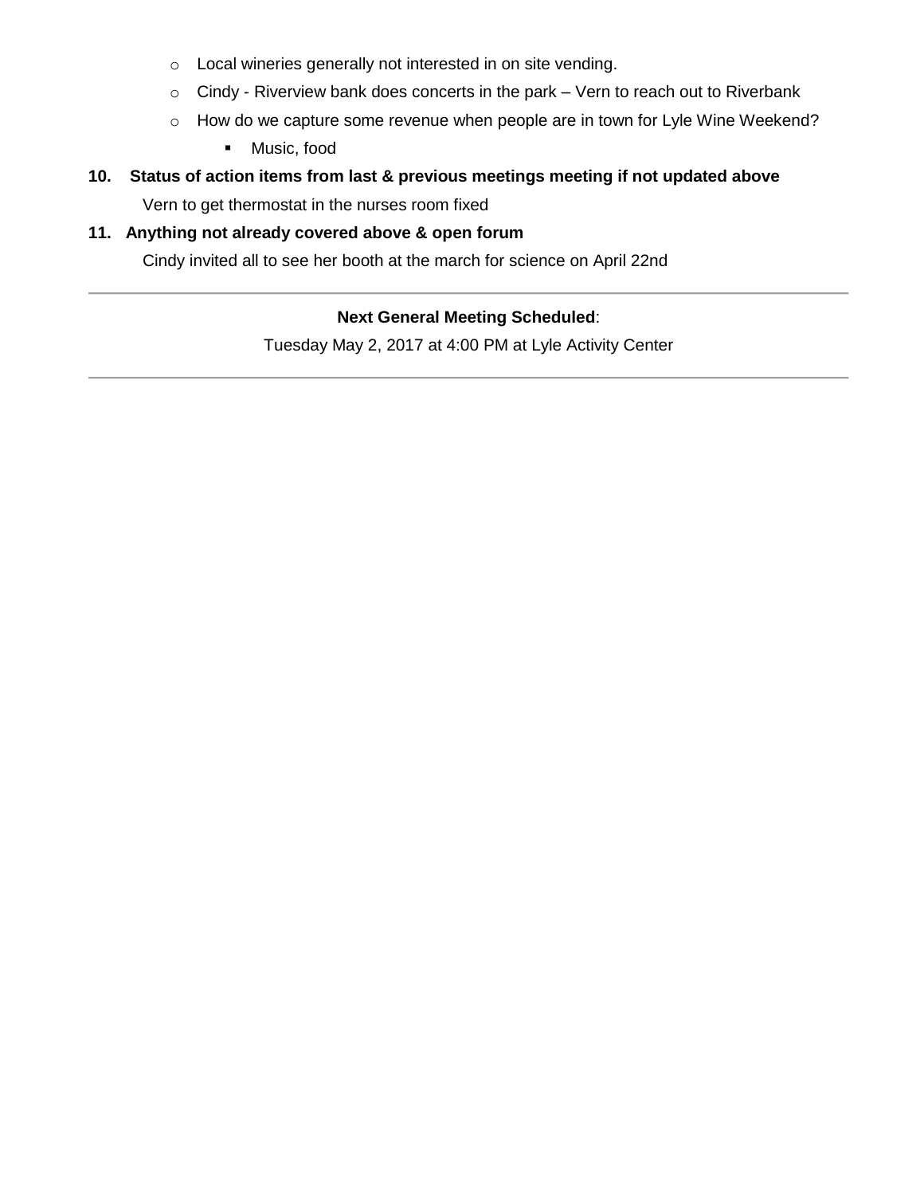- Local wineries generally not interested in on site vending.
- Cindy - Riverview bank does concerts in the park – Vern to reach out to Riverbank
- How do we capture some revenue when people are in town for Lyle Wine Weekend?
  - Music, food

**10. Status of action items from last & previous meetings meeting if not updated above**

Vern to get thermostat in the nurses room fixed

**11. Anything not already covered above & open forum**

Cindy invited all to see her booth at the march for science on April 22nd

---

**Next General Meeting Scheduled**:

Tuesday May 2, 2017 at 4:00 PM at Lyle Activity Center

---